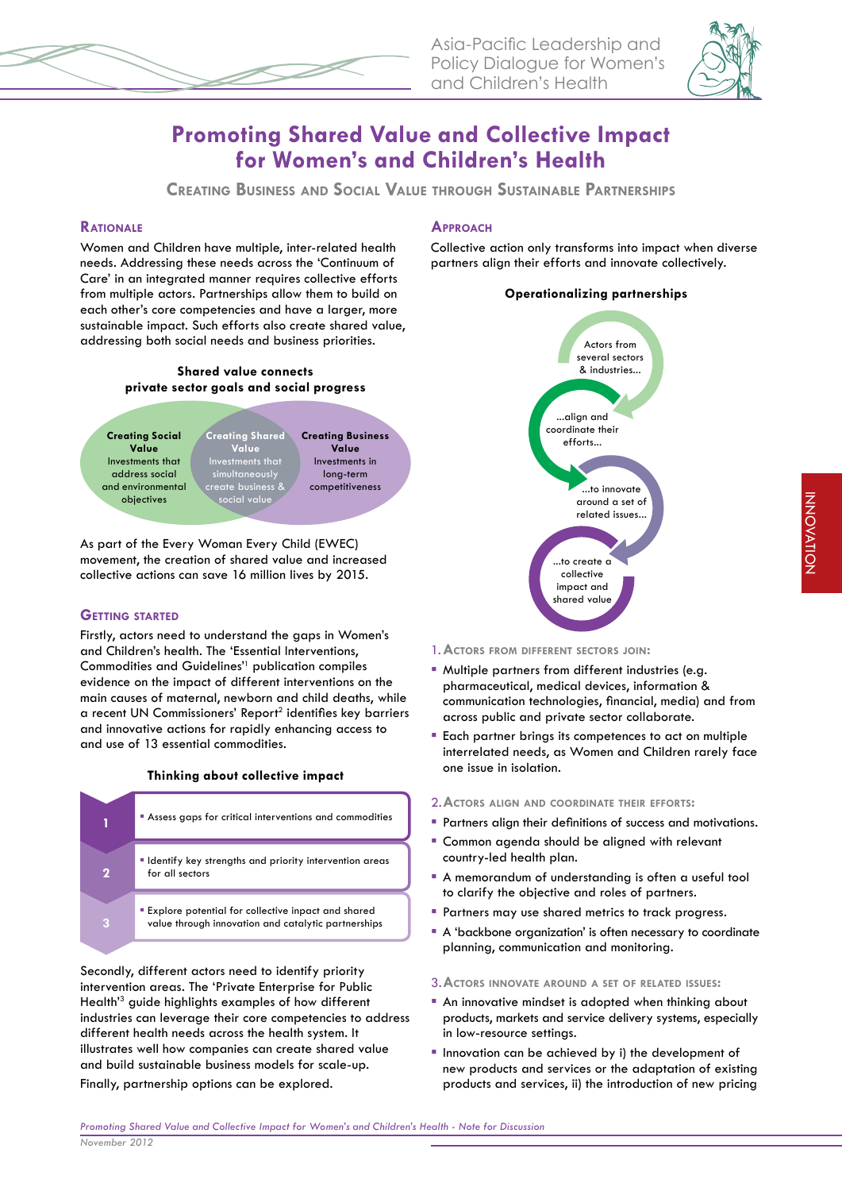# Promoting Shared Value and Collective Impact for Women's and Children's Health

## Creating Business and Social Value through Sustainable Partnerships

### Rationale

Women and Children have multiple, inter-related health needs. Addressing these needs across the 'Continuum of Care' in an integrated manner requires collective efforts from multiple actors. Partnerships allow them to build on each other's core competencies and have a larger, more sustainable impact. Such efforts also create shared value, addressing both social needs and business priorities.

**Shared value connects private sector goals and social progress**

**Creating Social Value**
Investments that address social and environmental objectives

**Creating Shared Value**
Investments that simultaneously create business & social value

**Creating Business Value**
Investments in long-term competitiveness

As part of the Every Woman Every Child (EWEC) movement, the creation of shared value and increased collective actions can save 16 million lives by 2015.

### Getting started

Firstly, actors need to understand the gaps in Women's and Children's health. The 'Essential Interventions, Commodities and Guidelines'[1] publication compiles evidence on the impact of different interventions on the main causes of maternal, newborn and child deaths, while a recent UN Commissioners' Report[2] identifies key barriers and innovative actions for rapidly enhancing access to and use of 13 essential commodities.

**Thinking about collective impact**

| | |
|---|---|
| 1 | Assess gaps for critical interventions and commodities |
| 2 | Identify key strengths and priority intervention areas for all sectors |
| 3 | Explore potential for collective inpact and shared value through innovation and catalytic partnerships |

Secondly, different actors need to identify priority intervention areas. The 'Private Enterprise for Public Health'[3] guide highlights examples of how different industries can leverage their core competencies to address different health needs across the health system. It illustrates well how companies can create shared value and build sustainable business models for scale-up.

Finally, partnership options can be explored.

### Approach

Collective action only transforms into impact when diverse partners align their efforts and innovate collectively.

**Operationalizing partnerships**

Actors from several sectors & industries... → ...align and coordinate their efforts... → ...to innovate around a set of related issues... → ...to create a collective impact and shared value

1. **Actors from different sectors join:**
   - Multiple partners from different industries (e.g. pharmaceutical, medical devices, information & communication technologies, financial, media) and from across public and private sector collaborate.
   - Each partner brings its competences to act on multiple interrelated needs, as Women and Children rarely face one issue in isolation.

2. **Actors align and coordinate their efforts:**
   - Partners align their definitions of success and motivations.
   - Common agenda should be aligned with relevant country-led health plan.
   - A memorandum of understanding is often a useful tool to clarify the objective and roles of partners.
   - Partners may use shared metrics to track progress.
   - A 'backbone organization' is often necessary to coordinate planning, communication and monitoring.

3. **Actors innovate around a set of related issues:**
   - An innovative mindset is adopted when thinking about products, markets and service delivery systems, especially in low-resource settings.
   - Innovation can be achieved by i) the development of new products and services or the adaptation of existing products and services, ii) the introduction of new pricing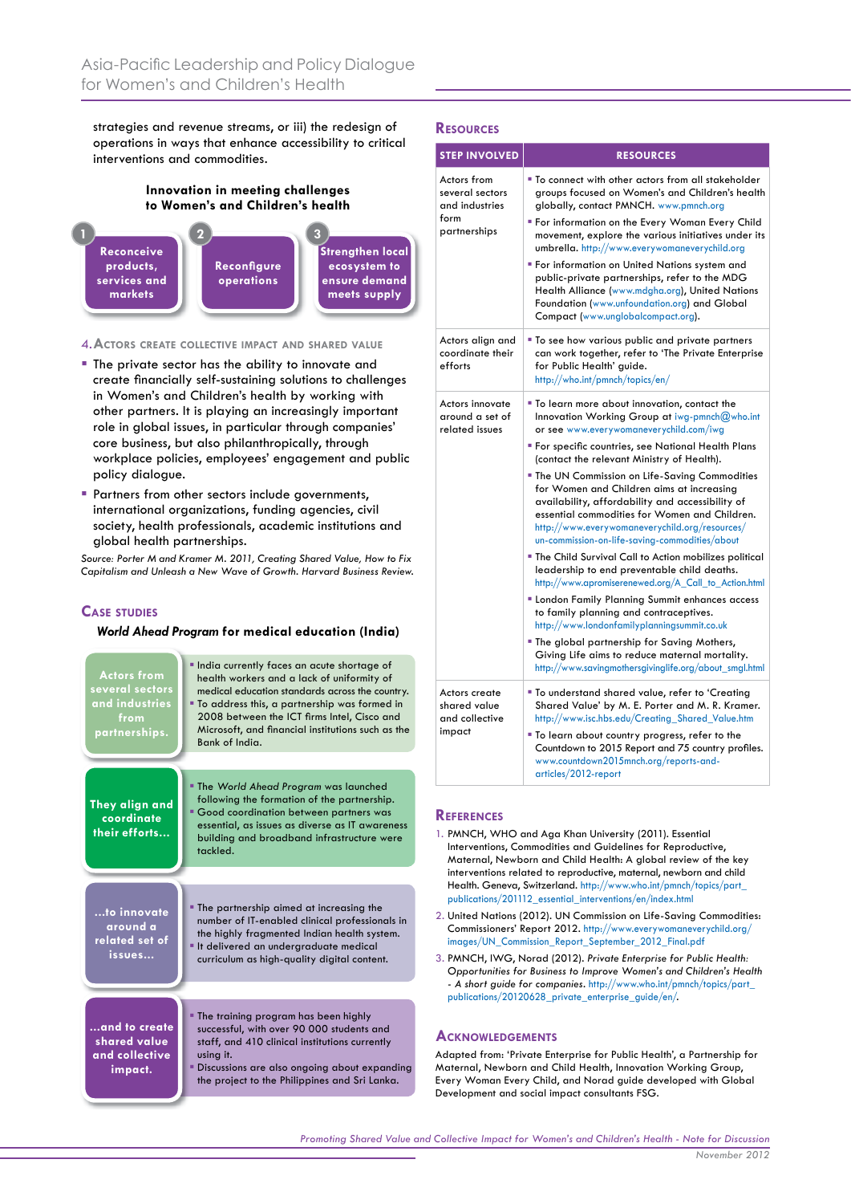strategies and revenue streams, or iii) the redesign of operations in ways that enhance accessibility to critical interventions and commodities.

**Innovation in meeting challenges to Women's and Children's health**

1. Reconceive products, services and markets
2. Reconfigure operations
3. Strengthen local ecosystem to ensure demand meets supply

### 4. Actors create collective impact and shared value

- The private sector has the ability to innovate and create financially self-sustaining solutions to challenges in Women's and Children's health by working with other partners. It is playing an increasingly important role in global issues, in particular through companies' core business, but also philanthropically, through workplace policies, employees' engagement and public policy dialogue.
- Partners from other sectors include governments, international organizations, funding agencies, civil society, health professionals, academic institutions and global health partnerships.

*Source: Porter M and Kramer M. 2011, Creating Shared Value, How to Fix Capitalism and Unleash a New Wave of Growth. Harvard Business Review.*

## Case studies

### *World Ahead Program* for medical education (India)

| | |
|---|---|
| **Actors from several sectors and industries from partnerships.** | ▪ India currently faces an acute shortage of health workers and a lack of uniformity of medical education standards across the country.<br>▪ To address this, a partnership was formed in 2008 between the ICT firms Intel, Cisco and Microsoft, and financial institutions such as the Bank of India. |
| **They align and coordinate their efforts…** | ▪ The *World Ahead Program* was launched following the formation of the partnership.<br>▪ Good coordination between partners was essential, as issues as diverse as IT awareness building and broadband infrastructure were tackled. |
| **…to innovate around a related set of issues…** | ▪ The partnership aimed at increasing the number of IT-enabled clinical professionals in the highly fragmented Indian health system.<br>▪ It delivered an undergraduate medical curriculum as high-quality digital content. |
| **…and to create shared value and collective impact.** | ▪ The training program has been highly successful, with over 90 000 students and staff, and 410 clinical institutions currently using it.<br>▪ Discussions are also ongoing about expanding the project to the Philippines and Sri Lanka. |

## Resources

| Step involved | Resources |
|---|---|
| Actors from several sectors and industries form partnerships | ▪ To connect with other actors from all stakeholder groups focused on Women's and Children's health globally, contact PMNCH. www.pmnch.org<br>▪ For information on the Every Woman Every Child movement, explore the various initiatives under its umbrella. http://www.everywomaneverychild.org<br>▪ For information on United Nations system and public-private partnerships, refer to the MDG Health Alliance (www.mdgha.org), United Nations Foundation (www.unfoundation.org) and Global Compact (www.unglobalcompact.org). |
| Actors align and coordinate their efforts | ▪ To see how various public and private partners can work together, refer to 'The Private Enterprise for Public Health' guide. http://who.int/pmnch/topics/en/ |
| Actors innovate around a set of related issues | ▪ To learn more about innovation, contact the Innovation Working Group at iwg-pmnch@who.int or see www.everywomaneverychild.com/iwg<br>▪ For specific countries, see National Health Plans (contact the relevant Ministry of Health).<br>▪ The UN Commission on Life-Saving Commodities for Women and Children aims at increasing availability, affordability and accessibility of essential commodities for Women and Children. http://www.everywomaneverychild.org/resources/un-commission-on-life-saving-commodities/about<br>▪ The Child Survival Call to Action mobilizes political leadership to end preventable child deaths. http://www.apromiserenewed.org/A_Call_to_Action.html<br>▪ London Family Planning Summit enhances access to family planning and contraceptives. http://www.londonfamilyplanningsummit.co.uk<br>▪ The global partnership for Saving Mothers, Giving Life aims to reduce maternal mortality. http://www.savingmothersgivinglife.org/about_smgl.html |
| Actors create shared value and collective impact | ▪ To understand shared value, refer to 'Creating Shared Value' by M. E. Porter and M. R. Kramer. http://www.isc.hbs.edu/Creating_Shared_Value.htm<br>▪ To learn about country progress, refer to the Countdown to 2015 Report and 75 country profiles. www.countdown2015mnch.org/reports-and-articles/2012-report |

## References

1. PMNCH, WHO and Aga Khan University (2011). Essential Interventions, Commodities and Guidelines for Reproductive, Maternal, Newborn and Child Health: A global review of the key interventions related to reproductive, maternal, newborn and child Health. Geneva, Switzerland. http://www.who.int/pmnch/topics/part_publications/201112_essential_interventions/en/index.html
2. United Nations (2012). UN Commission on Life-Saving Commodities: Commissioners' Report 2012. http://www.everywomaneverychild.org/images/UN_Commission_Report_September_2012_Final.pdf
3. PMNCH, IWG, Norad (2012). *Private Enterprise for Public Health: Opportunities for Business to Improve Women's and Children's Health - A short guide for companies.* http://www.who.int/pmnch/topics/part_publications/20120628_private_enterprise_guide/en/.

## Acknowledgements

Adapted from: 'Private Enterprise for Public Health', a Partnership for Maternal, Newborn and Child Health, Innovation Working Group, Every Woman Every Child, and Norad guide developed with Global Development and social impact consultants FSG.